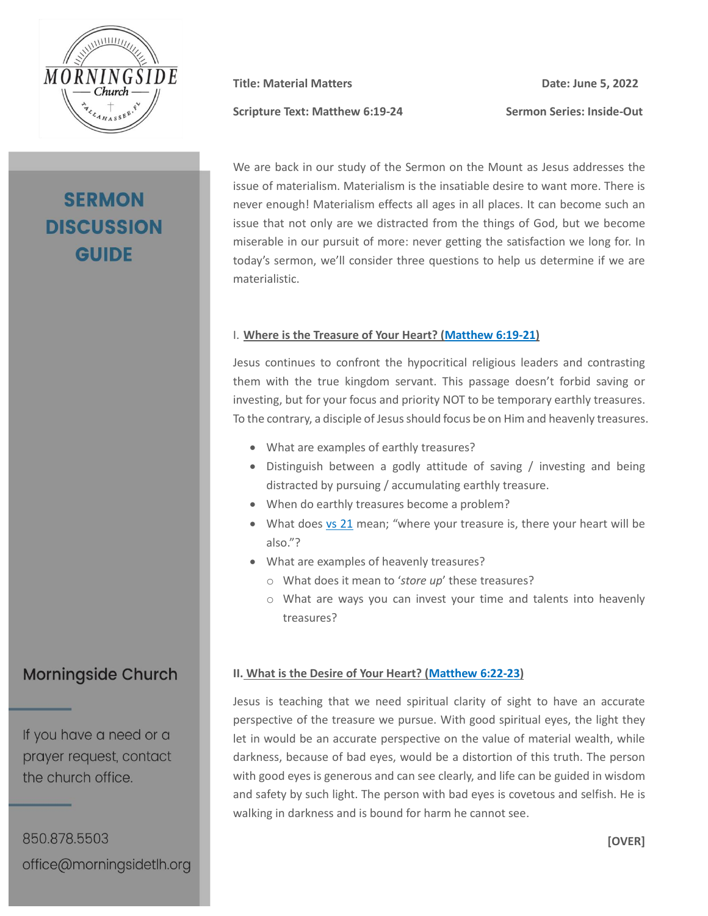# SERMON DISCUSSION GUIDE

**Title: Material Matters** | **Date: June 5, 2022**

**Scripture Text: Matthew 6:19-24** | **Sermon Series: Inside-Out**

We are back in our study of the Sermon on the Mount as Jesus addresses the issue of materialism. Materialism is the insatiable desire to want more. There is never enough! Materialism effects all ages in all places. It can become such an issue that not only are we distracted from the things of God, but we become miserable in our pursuit of more: never getting the satisfaction we long for. In today's sermon, we'll consider three questions to help us determine if we are materialistic.

I. **Where is the Treasure of Your Heart? (Matthew 6:19-21)**

Jesus continues to confront the hypocritical religious leaders and contrasting them with the true kingdom servant. This passage doesn't forbid saving or investing, but for your focus and priority NOT to be temporary earthly treasures. To the contrary, a disciple of Jesus should focus be on Him and heavenly treasures.

- What are examples of earthly treasures?
- Distinguish between a godly attitude of saving / investing and being distracted by pursuing / accumulating earthly treasure.
- When do earthly treasures become a problem?
- What does vs 21 mean; "where your treasure is, there your heart will be also."?
- What are examples of heavenly treasures?
  - What does it mean to '*store up*' these treasures?
  - What are ways you can invest your time and talents into heavenly treasures?

**II. What is the Desire of Your Heart? (Matthew 6:22-23)**

Jesus is teaching that we need spiritual clarity of sight to have an accurate perspective of the treasure we pursue. With good spiritual eyes, the light they let in would be an accurate perspective on the value of material wealth, while darkness, because of bad eyes, would be a distortion of this truth. The person with good eyes is generous and can see clearly, and life can be guided in wisdom and safety by such light. The person with bad eyes is covetous and selfish. He is walking in darkness and is bound for harm he cannot see.

**[OVER]**

Morningside Church

If you have a need or a prayer request, contact the church office.

850.878.5503

office@morningsidetlh.org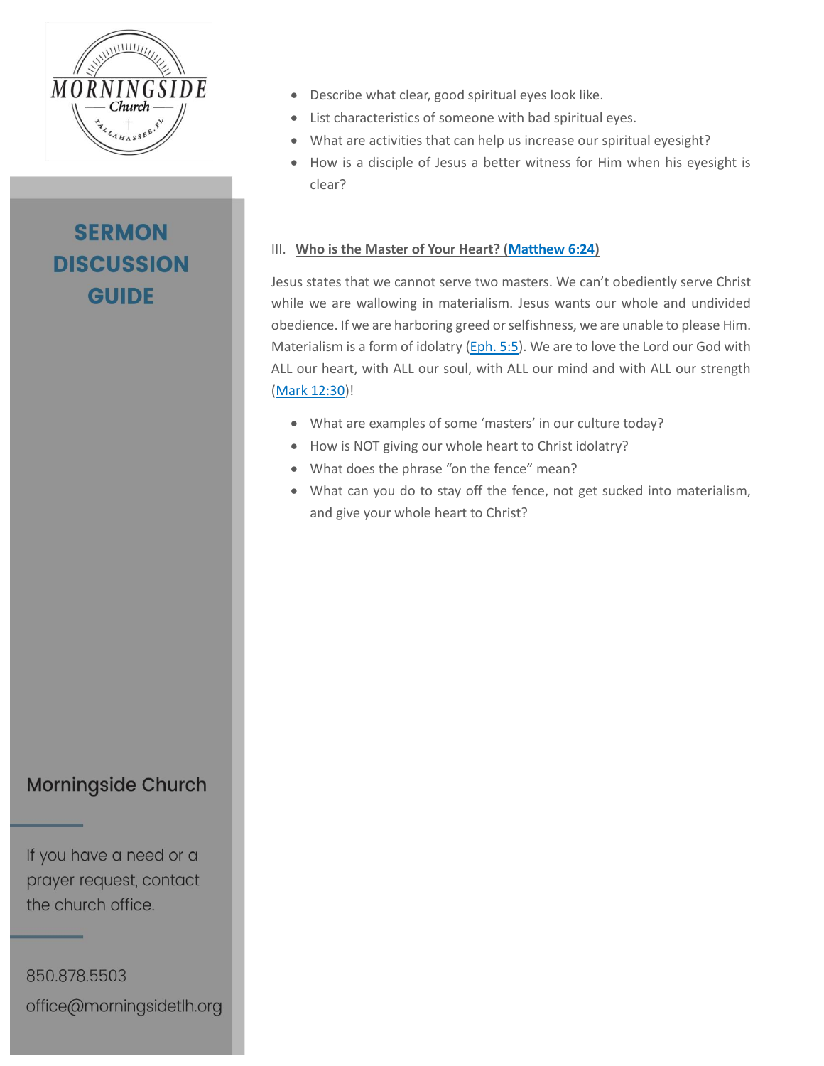## SERMON DISCUSSION GUIDE

- Describe what clear, good spiritual eyes look like.
- List characteristics of someone with bad spiritual eyes.
- What are activities that can help us increase our spiritual eyesight?
- How is a disciple of Jesus a better witness for Him when his eyesight is clear?

### III. **Who is the Master of Your Heart? (Matthew 6:24)**

Jesus states that we cannot serve two masters. We can't obediently serve Christ while we are wallowing in materialism. Jesus wants our whole and undivided obedience. If we are harboring greed or selfishness, we are unable to please Him. Materialism is a form of idolatry (Eph. 5:5). We are to love the Lord our God with ALL our heart, with ALL our soul, with ALL our mind and with ALL our strength (Mark 12:30)!

- What are examples of some 'masters' in our culture today?
- How is NOT giving our whole heart to Christ idolatry?
- What does the phrase "on the fence" mean?
- What can you do to stay off the fence, not get sucked into materialism, and give your whole heart to Christ?

**Morningside Church**

If you have a need or a prayer request, contact the church office.

850.878.5503
office@morningsidetlh.org